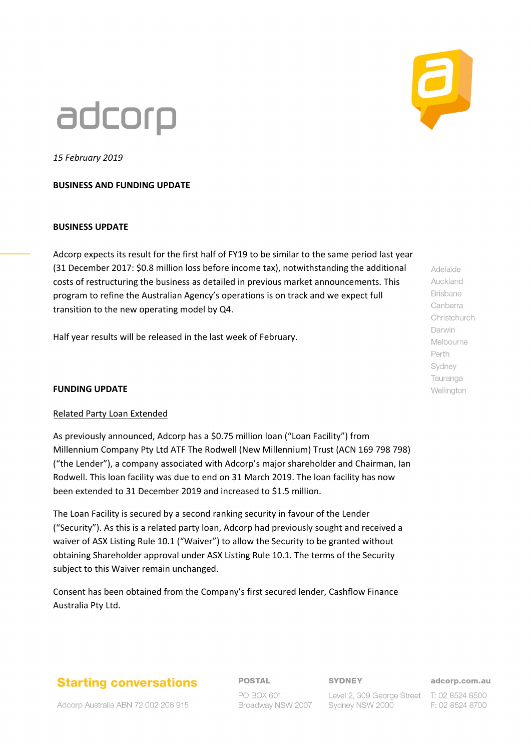adcorp

*15 February 2019*

**BUSINESS AND FUNDING UPDATE**

**BUSINESS UPDATE**

Adcorp expects its result for the first half of FY19 to be similar to the same period last year (31 December 2017: $0.8 million loss before income tax), notwithstanding the additional costs of restructuring the business as detailed in previous market announcements. This program to refine the Australian Agency's operations is on track and we expect full transition to the new operating model by Q4.

Half year results will be released in the last week of February.

**FUNDING UPDATE**

Related Party Loan Extended

As previously announced, Adcorp has a $0.75 million loan ("Loan Facility") from Millennium Company Pty Ltd ATF The Rodwell (New Millennium) Trust (ACN 169 798 798) ("the Lender"), a company associated with Adcorp's major shareholder and Chairman, Ian Rodwell. This loan facility was due to end on 31 March 2019. The loan facility has now been extended to 31 December 2019 and increased to $1.5 million.

The Loan Facility is secured by a second ranking security in favour of the Lender ("Security"). As this is a related party loan, Adcorp had previously sought and received a waiver of ASX Listing Rule 10.1 ("Waiver") to allow the Security to be granted without obtaining Shareholder approval under ASX Listing Rule 10.1. The terms of the Security subject to this Waiver remain unchanged.

Consent has been obtained from the Company's first secured lender, Cashflow Finance Australia Pty Ltd.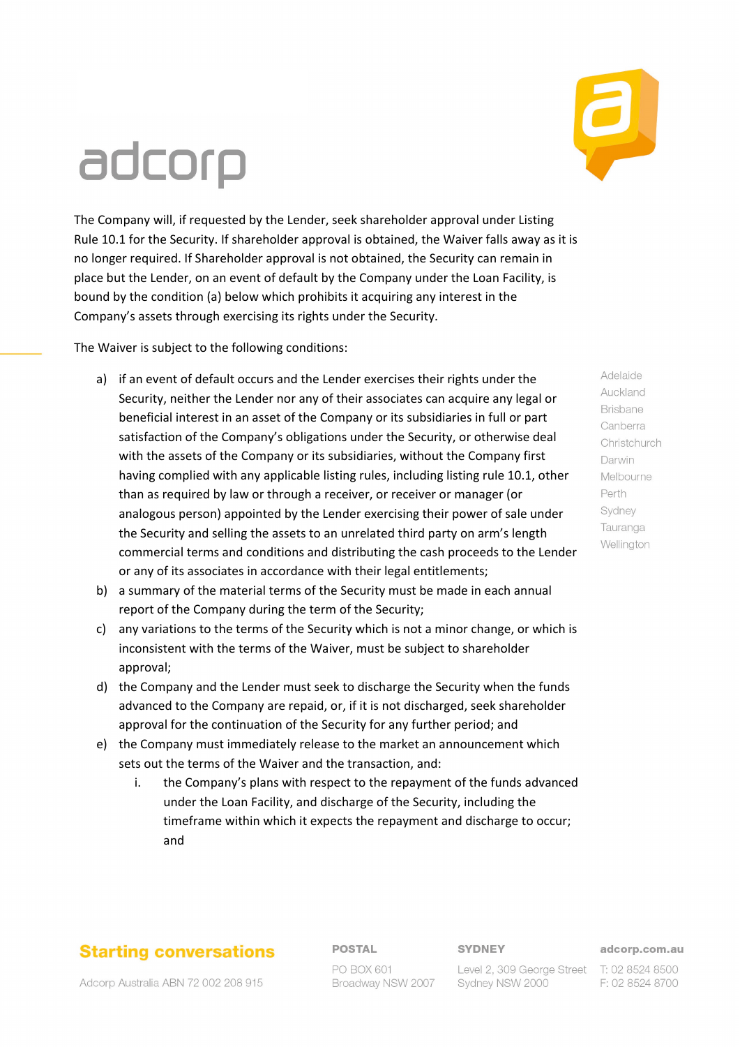The Company will, if requested by the Lender, seek shareholder approval under Listing Rule 10.1 for the Security. If shareholder approval is obtained, the Waiver falls away as it is no longer required. If Shareholder approval is not obtained, the Security can remain in place but the Lender, on an event of default by the Company under the Loan Facility, is bound by the condition (a) below which prohibits it acquiring any interest in the Company's assets through exercising its rights under the Security.

The Waiver is subject to the following conditions:

a) if an event of default occurs and the Lender exercises their rights under the Security, neither the Lender nor any of their associates can acquire any legal or beneficial interest in an asset of the Company or its subsidiaries in full or part satisfaction of the Company's obligations under the Security, or otherwise deal with the assets of the Company or its subsidiaries, without the Company first having complied with any applicable listing rules, including listing rule 10.1, other than as required by law or through a receiver, or receiver or manager (or analogous person) appointed by the Lender exercising their power of sale under the Security and selling the assets to an unrelated third party on arm's length commercial terms and conditions and distributing the cash proceeds to the Lender or any of its associates in accordance with their legal entitlements;
b) a summary of the material terms of the Security must be made in each annual report of the Company during the term of the Security;
c) any variations to the terms of the Security which is not a minor change, or which is inconsistent with the terms of the Waiver, must be subject to shareholder approval;
d) the Company and the Lender must seek to discharge the Security when the funds advanced to the Company are repaid, or, if it is not discharged, seek shareholder approval for the continuation of the Security for any further period; and
e) the Company must immediately release to the market an announcement which sets out the terms of the Waiver and the transaction, and:
    i. the Company's plans with respect to the repayment of the funds advanced under the Loan Facility, and discharge of the Security, including the timeframe within which it expects the repayment and discharge to occur; and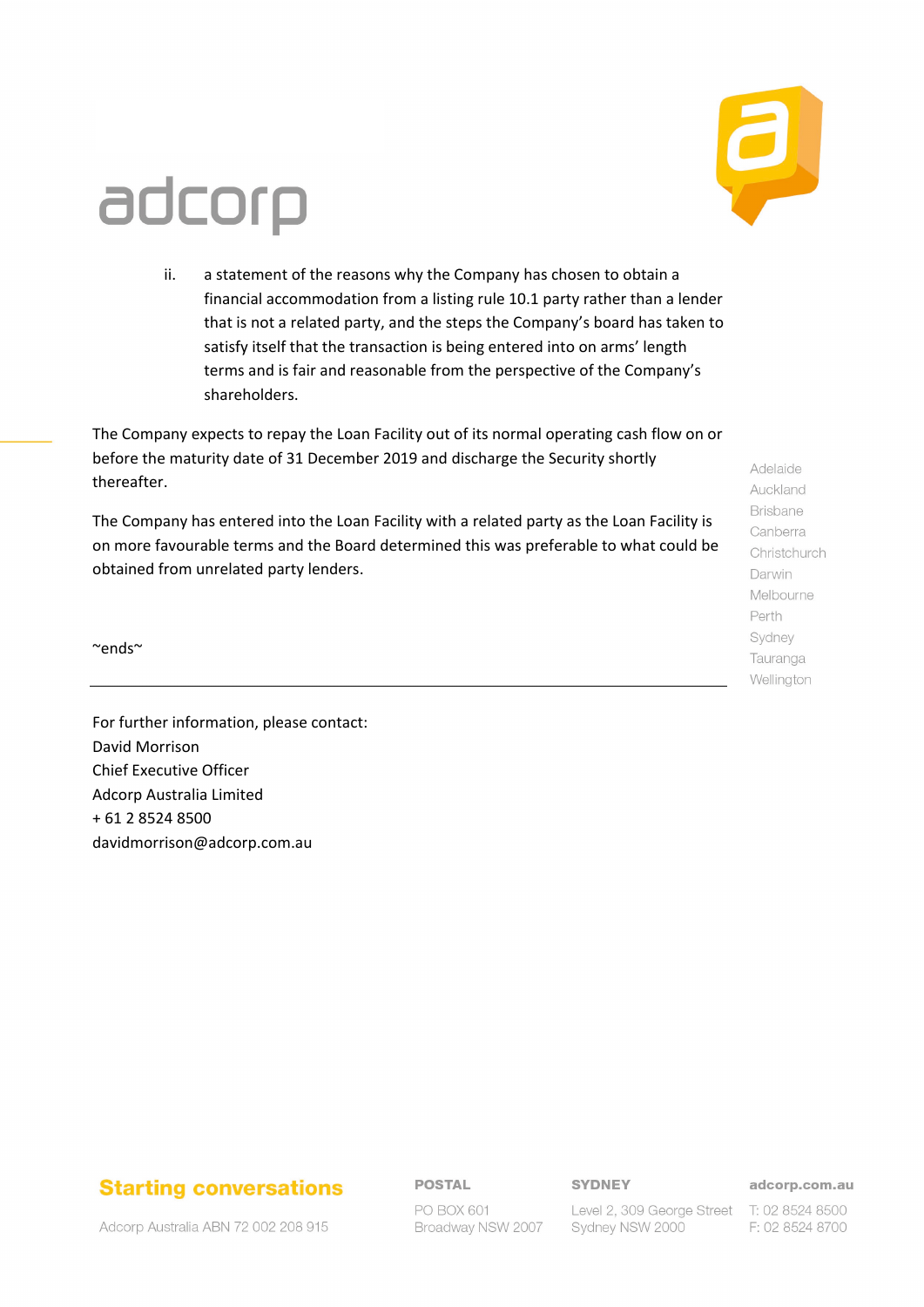ii. a statement of the reasons why the Company has chosen to obtain a financial accommodation from a listing rule 10.1 party rather than a lender that is not a related party, and the steps the Company's board has taken to satisfy itself that the transaction is being entered into on arms' length terms and is fair and reasonable from the perspective of the Company's shareholders.

The Company expects to repay the Loan Facility out of its normal operating cash flow on or before the maturity date of 31 December 2019 and discharge the Security shortly thereafter.

The Company has entered into the Loan Facility with a related party as the Loan Facility is on more favourable terms and the Board determined this was preferable to what could be obtained from unrelated party lenders.

~ends~

---

For further information, please contact:
David Morrison
Chief Executive Officer
Adcorp Australia Limited
+ 61 2 8524 8500
davidmorrison@adcorp.com.au